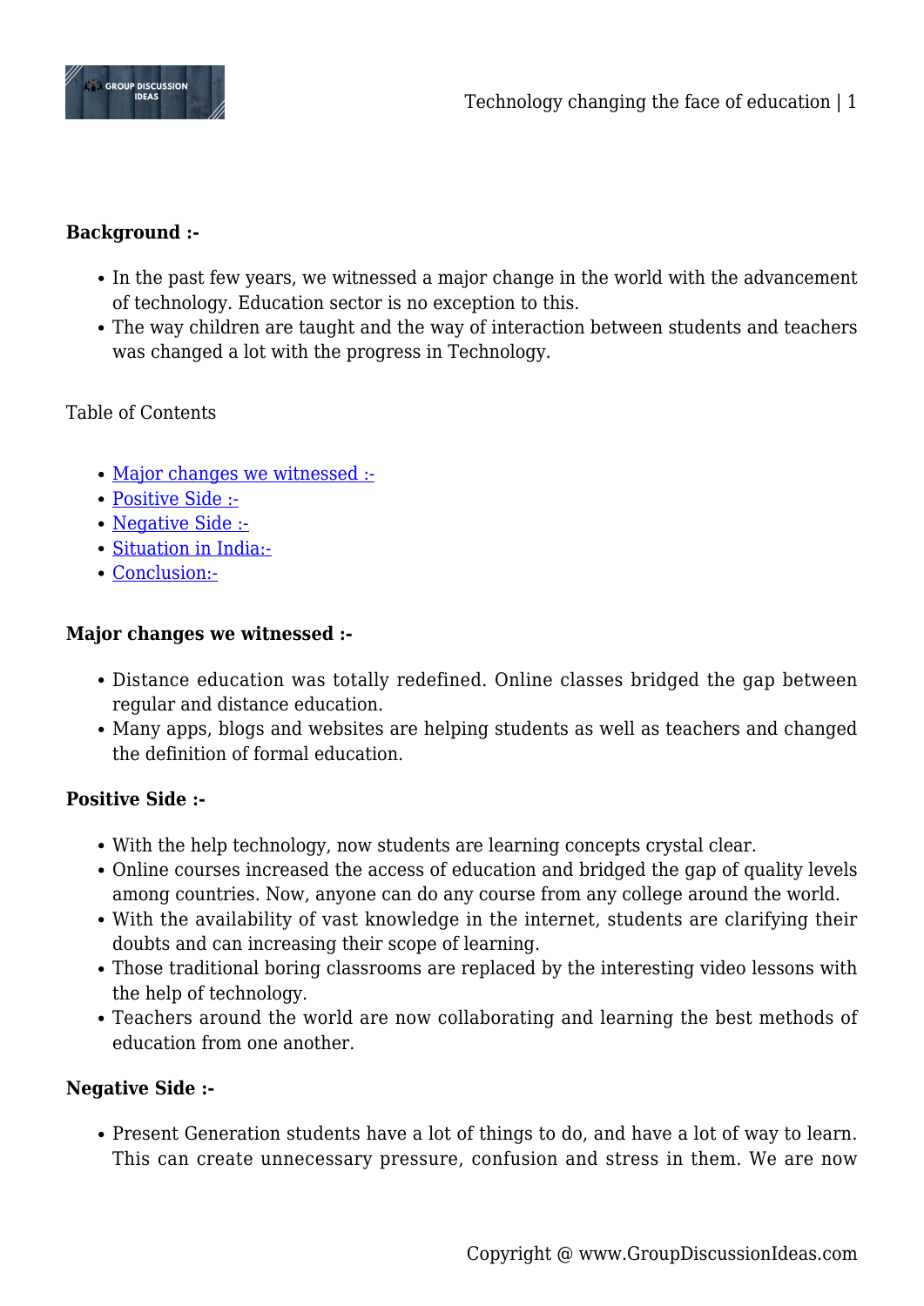**Background :-**

- In the past few years, we witnessed a major change in the world with the advancement of technology. Education sector is no exception to this.
- The way children are taught and the way of interaction between students and teachers was changed a lot with the progress in Technology.

Table of Contents

- Major changes we witnessed :-
- Positive Side :-
- Negative Side :-
- Situation in India:-
- Conclusion:-

**Major changes we witnessed :-**

- Distance education was totally redefined. Online classes bridged the gap between regular and distance education.
- Many apps, blogs and websites are helping students as well as teachers and changed the definition of formal education.

**Positive Side :-**

- With the help technology, now students are learning concepts crystal clear.
- Online courses increased the access of education and bridged the gap of quality levels among countries. Now, anyone can do any course from any college around the world.
- With the availability of vast knowledge in the internet, students are clarifying their doubts and can increasing their scope of learning.
- Those traditional boring classrooms are replaced by the interesting video lessons with the help of technology.
- Teachers around the world are now collaborating and learning the best methods of education from one another.

**Negative Side :-**

- Present Generation students have a lot of things to do, and have a lot of way to learn. This can create unnecessary pressure, confusion and stress in them. We are now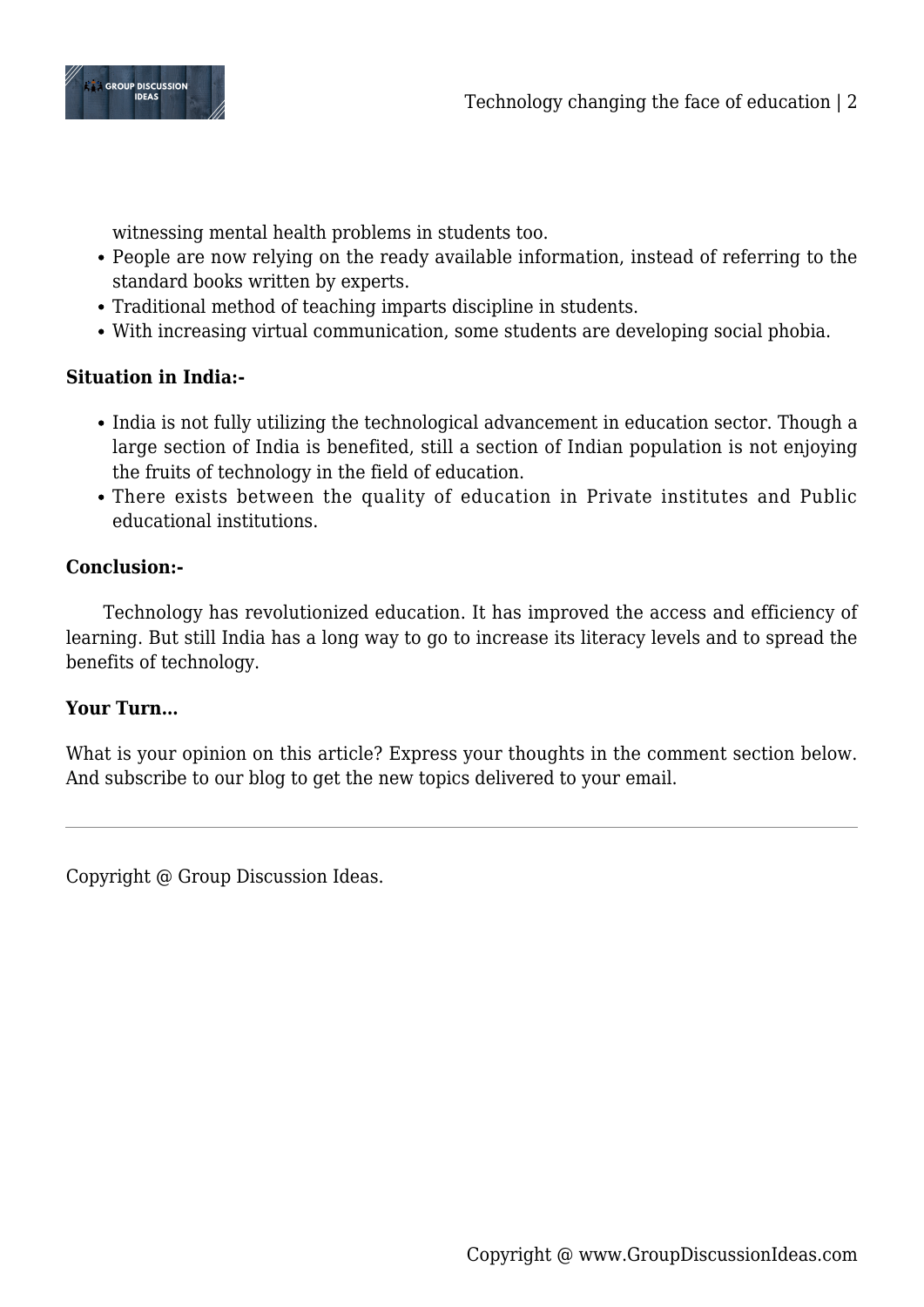witnessing mental health problems in students too.

- People are now relying on the ready available information, instead of referring to the standard books written by experts.
- Traditional method of teaching imparts discipline in students.
- With increasing virtual communication, some students are developing social phobia.

**Situation in India:-**

- India is not fully utilizing the technological advancement in education sector. Though a large section of India is benefited, still a section of Indian population is not enjoying the fruits of technology in the field of education.
- There exists between the quality of education in Private institutes and Public educational institutions.

**Conclusion:-**

Technology has revolutionized education. It has improved the access and efficiency of learning. But still India has a long way to go to increase its literacy levels and to spread the benefits of technology.

**Your Turn…**

What is your opinion on this article? Express your thoughts in the comment section below. And subscribe to our blog to get the new topics delivered to your email.

---

Copyright @ Group Discussion Ideas.